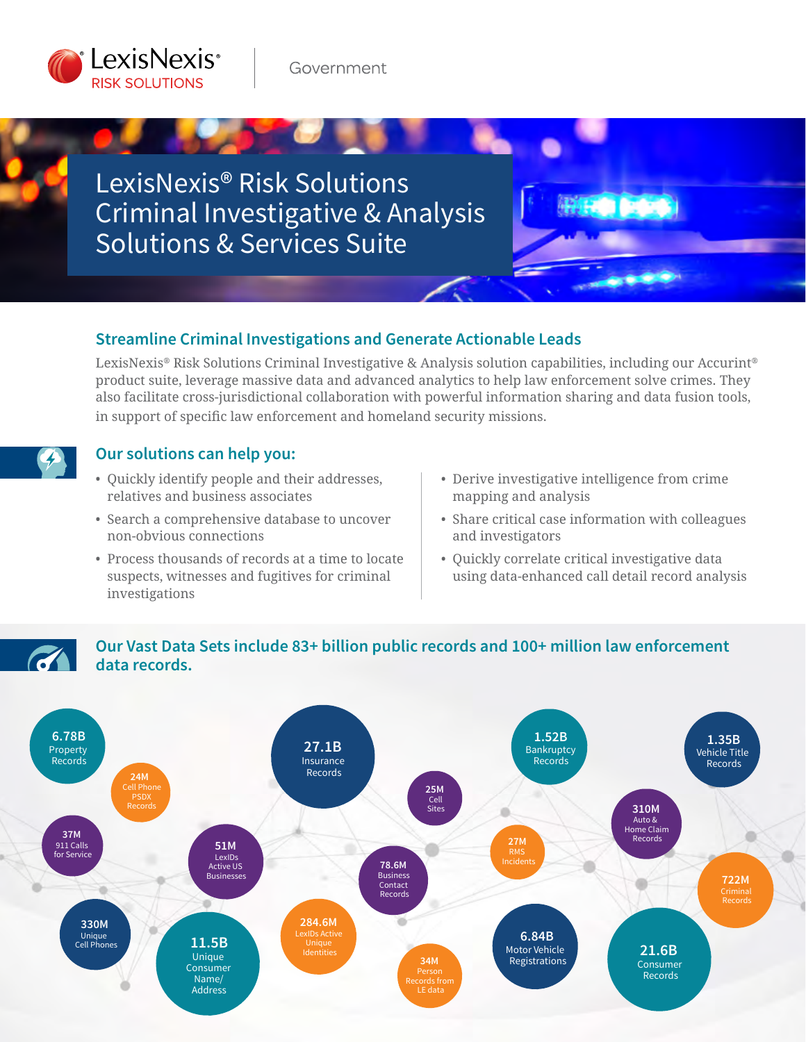LexisNexis® RISK SOLUTIONS | Government

# LexisNexis® Risk Solutions Criminal Investigative & Analysis Solutions & Services Suite

## Streamline Criminal Investigations and Generate Actionable Leads

LexisNexis® Risk Solutions Criminal Investigative & Analysis solution capabilities, including our Accurint® product suite, leverage massive data and advanced analytics to help law enforcement solve crimes. They also facilitate cross-jurisdictional collaboration with powerful information sharing and data fusion tools, in support of specific law enforcement and homeland security missions.

## Our solutions can help you:

- Quickly identify people and their addresses, relatives and business associates
- Search a comprehensive database to uncover non-obvious connections
- Process thousands of records at a time to locate suspects, witnesses and fugitives for criminal investigations
- Derive investigative intelligence from crime mapping and analysis
- Share critical case information with colleagues and investigators
- Quickly correlate critical investigative data using data-enhanced call detail record analysis

## Our Vast Data Sets include 83+ billion public records and 100+ million law enforcement data records.

- 6.78B Property Records
- 24M Cell Phone PSDX Records
- 37M 911 Calls for Service
- 330M Unique Cell Phones
- 51M LexIDs Active US Businesses
- 11.5B Unique Consumer Name/ Address
- 27.1B Insurance Records
- 284.6M LexIDs Active Unique Identities
- 25M Cell Sites
- 78.6M Business Contact Records
- 34M Person Records from LE data
- 1.52B Bankruptcy Records
- 27M RMS Incidents
- 6.84B Motor Vehicle Registrations
- 1.35B Vehicle Title Records
- 310M Auto & Home Claim Records
- 722M Criminal Records
- 21.6B Consumer Records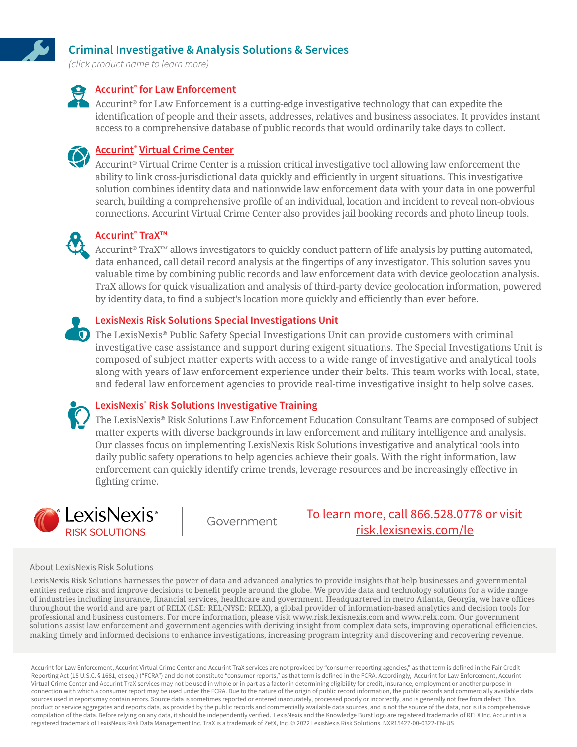## Criminal Investigative & Analysis Solutions & Services

*(click product name to learn more)*

### Accurint® for Law Enforcement

Accurint® for Law Enforcement is a cutting-edge investigative technology that can expedite the identification of people and their assets, addresses, relatives and business associates. It provides instant access to a comprehensive database of public records that would ordinarily take days to collect.

### Accurint® Virtual Crime Center

Accurint® Virtual Crime Center is a mission critical investigative tool allowing law enforcement the ability to link cross-jurisdictional data quickly and efficiently in urgent situations. This investigative solution combines identity data and nationwide law enforcement data with your data in one powerful search, building a comprehensive profile of an individual, location and incident to reveal non-obvious connections. Accurint Virtual Crime Center also provides jail booking records and photo lineup tools.

### Accurint® TraX™

Accurint® TraX™ allows investigators to quickly conduct pattern of life analysis by putting automated, data enhanced, call detail record analysis at the fingertips of any investigator. This solution saves you valuable time by combining public records and law enforcement data with device geolocation analysis. TraX allows for quick visualization and analysis of third-party device geolocation information, powered by identity data, to find a subject's location more quickly and efficiently than ever before.

### LexisNexis Risk Solutions Special Investigations Unit

The LexisNexis® Public Safety Special Investigations Unit can provide customers with criminal investigative case assistance and support during exigent situations. The Special Investigations Unit is composed of subject matter experts with access to a wide range of investigative and analytical tools along with years of law enforcement experience under their belts. This team works with local, state, and federal law enforcement agencies to provide real-time investigative insight to help solve cases.

### LexisNexis® Risk Solutions Investigative Training

The LexisNexis® Risk Solutions Law Enforcement Education Consultant Teams are composed of subject matter experts with diverse backgrounds in law enforcement and military intelligence and analysis. Our classes focus on implementing LexisNexis Risk Solutions investigative and analytical tools into daily public safety operations to help agencies achieve their goals. With the right information, law enforcement can quickly identify crime trends, leverage resources and be increasingly effective in fighting crime.

LexisNexis® RISK SOLUTIONS | Government

To learn more, call 866.528.0778 or visit risk.lexisnexis.com/le

#### About LexisNexis Risk Solutions

LexisNexis Risk Solutions harnesses the power of data and advanced analytics to provide insights that help businesses and governmental entities reduce risk and improve decisions to benefit people around the globe. We provide data and technology solutions for a wide range of industries including insurance, financial services, healthcare and government. Headquartered in metro Atlanta, Georgia, we have offices throughout the world and are part of RELX (LSE: REL/NYSE: RELX), a global provider of information-based analytics and decision tools for professional and business customers. For more information, please visit www.risk.lexisnexis.com and www.relx.com. Our government solutions assist law enforcement and government agencies with deriving insight from complex data sets, improving operational efficiencies, making timely and informed decisions to enhance investigations, increasing program integrity and discovering and recovering revenue.

Accurint for Law Enforcement, Accurint Virtual Crime Center and Accurint TraX services are not provided by "consumer reporting agencies," as that term is defined in the Fair Credit Reporting Act (15 U.S.C. § 1681, et seq.) ("FCRA") and do not constitute "consumer reports," as that term is defined in the FCRA. Accordingly, Accurint for Law Enforcement, Accurint Virtual Crime Center and Accurint TraX services may not be used in whole or in part as a factor in determining eligibility for credit, insurance, employment or another purpose in connection with which a consumer report may be used under the FCRA. Due to the nature of the origin of public record information, the public records and commercially available data sources used in reports may contain errors. Source data is sometimes reported or entered inaccurately, processed poorly or incorrectly, and is generally not free from defect. This product or service aggregates and reports data, as provided by the public records and commercially available data sources, and is not the source of the data, nor is it a comprehensive compilation of the data. Before relying on any data, it should be independently verified. LexisNexis and the Knowledge Burst logo are registered trademarks of RELX Inc. Accurint is a registered trademark of LexisNexis Risk Data Management Inc. TraX is a trademark of ZetX, Inc. © 2022 LexisNexis Risk Solutions. NXR15427-00-0322-EN-US